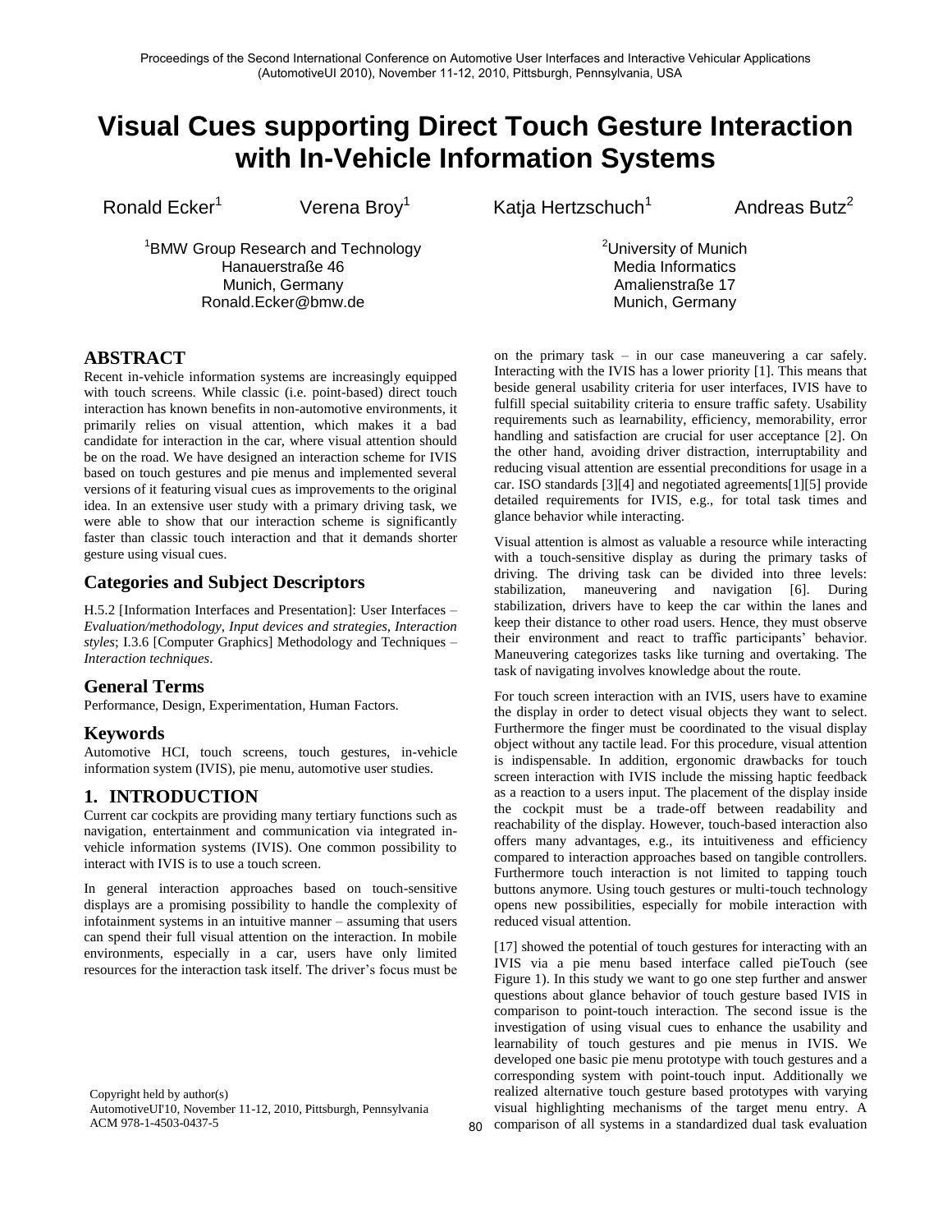# Visual Cues supporting Direct Touch Gesture Interaction with In-Vehicle Information Systems

Ronald Ecker[1] Verena Broy[1] Katja Hertzschuch[1] Andreas Butz[2]

[1]BMW Group Research and Technology
Hanauerstraße 46
Munich, Germany
Ronald.Ecker@bmw.de

[2]University of Munich
Media Informatics
Amalienstraße 17
Munich, Germany

## ABSTRACT

Recent in-vehicle information systems are increasingly equipped with touch screens. While classic (i.e. point-based) direct touch interaction has known benefits in non-automotive environments, it primarily relies on visual attention, which makes it a bad candidate for interaction in the car, where visual attention should be on the road. We have designed an interaction scheme for IVIS based on touch gestures and pie menus and implemented several versions of it featuring visual cues as improvements to the original idea. In an extensive user study with a primary driving task, we were able to show that our interaction scheme is significantly faster than classic touch interaction and that it demands shorter gesture using visual cues.

## Categories and Subject Descriptors

H.5.2 [Information Interfaces and Presentation]: User Interfaces – *Evaluation/methodology, Input devices and strategies, Interaction styles*; I.3.6 [Computer Graphics] Methodology and Techniques – *Interaction techniques*.

## General Terms

Performance, Design, Experimentation, Human Factors.

## Keywords

Automotive HCI, touch screens, touch gestures, in-vehicle information system (IVIS), pie menu, automotive user studies.

## 1. INTRODUCTION

Current car cockpits are providing many tertiary functions such as navigation, entertainment and communication via integrated in-vehicle information systems (IVIS). One common possibility to interact with IVIS is to use a touch screen.

In general interaction approaches based on touch-sensitive displays are a promising possibility to handle the complexity of infotainment systems in an intuitive manner – assuming that users can spend their full visual attention on the interaction. In mobile environments, especially in a car, users have only limited resources for the interaction task itself. The driver's focus must be on the primary task – in our case maneuvering a car safely. Interacting with the IVIS has a lower priority [1]. This means that beside general usability criteria for user interfaces, IVIS have to fulfill special suitability criteria to ensure traffic safety. Usability requirements such as learnability, efficiency, memorability, error handling and satisfaction are crucial for user acceptance [2]. On the other hand, avoiding driver distraction, interruptability and reducing visual attention are essential preconditions for usage in a car. ISO standards [3][4] and negotiated agreements[1][5] provide detailed requirements for IVIS, e.g., for total task times and glance behavior while interacting.

Visual attention is almost as valuable a resource while interacting with a touch-sensitive display as during the primary tasks of driving. The driving task can be divided into three levels: stabilization, maneuvering and navigation [6]. During stabilization, drivers have to keep the car within the lanes and keep their distance to other road users. Hence, they must observe their environment and react to traffic participants' behavior. Maneuvering categorizes tasks like turning and overtaking. The task of navigating involves knowledge about the route.

For touch screen interaction with an IVIS, users have to examine the display in order to detect visual objects they want to select. Furthermore the finger must be coordinated to the visual display object without any tactile lead. For this procedure, visual attention is indispensable. In addition, ergonomic drawbacks for touch screen interaction with IVIS include the missing haptic feedback as a reaction to a users input. The placement of the display inside the cockpit must be a trade-off between readability and reachability of the display. However, touch-based interaction also offers many advantages, e.g., its intuitiveness and efficiency compared to interaction approaches based on tangible controllers. Furthermore touch interaction is not limited to tapping touch buttons anymore. Using touch gestures or multi-touch technology opens new possibilities, especially for mobile interaction with reduced visual attention.

[17] showed the potential of touch gestures for interacting with an IVIS via a pie menu based interface called pieTouch (see Figure 1). In this study we want to go one step further and answer questions about glance behavior of touch gesture based IVIS in comparison to point-touch interaction. The second issue is the investigation of using visual cues to enhance the usability and learnability of touch gestures and pie menus in IVIS. We developed one basic pie menu prototype with touch gestures and a corresponding system with point-touch input. Additionally we realized alternative touch gesture based prototypes with varying visual highlighting mechanisms of the target menu entry. A comparison of all systems in a standardized dual task evaluation

Copyright held by author(s)
AutomotiveUI'10, November 11-12, 2010, Pittsburgh, Pennsylvania
ACM 978-1-4503-0437-5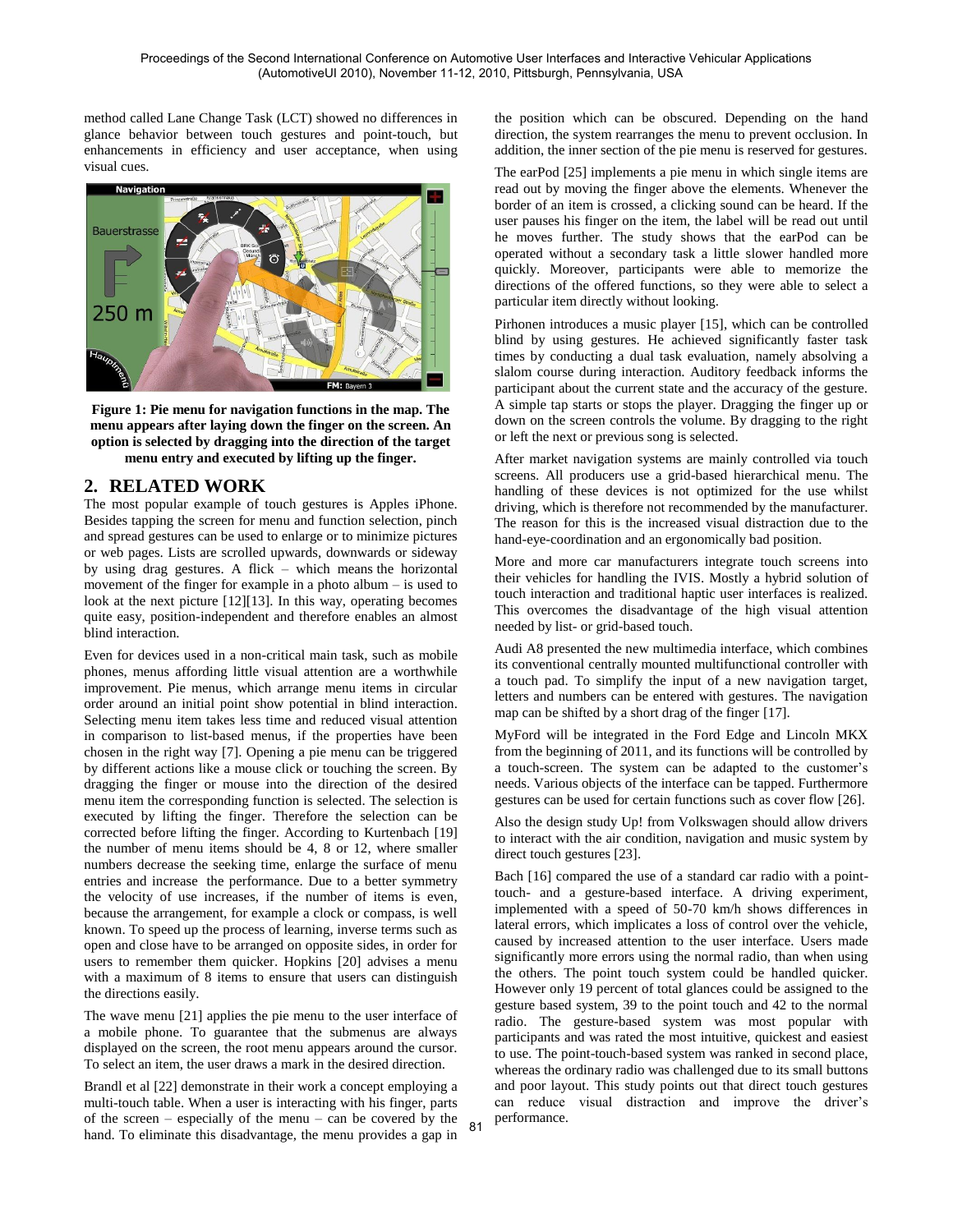method called Lane Change Task (LCT) showed no differences in glance behavior between touch gestures and point-touch, but enhancements in efficiency and user acceptance, when using visual cues.

**Figure 1: Pie menu for navigation functions in the map. The menu appears after laying down the finger on the screen. An option is selected by dragging into the direction of the target menu entry and executed by lifting up the finger.**

## 2. RELATED WORK

The most popular example of touch gestures is Apples iPhone. Besides tapping the screen for menu and function selection, pinch and spread gestures can be used to enlarge or to minimize pictures or web pages. Lists are scrolled upwards, downwards or sideway by using drag gestures. A flick – which means the horizontal movement of the finger for example in a photo album – is used to look at the next picture [12][13]. In this way, operating becomes quite easy, position-independent and therefore enables an almost blind interaction.

Even for devices used in a non-critical main task, such as mobile phones, menus affording little visual attention are a worthwhile improvement. Pie menus, which arrange menu items in circular order around an initial point show potential in blind interaction. Selecting menu item takes less time and reduced visual attention in comparison to list-based menus, if the properties have been chosen in the right way [7]. Opening a pie menu can be triggered by different actions like a mouse click or touching the screen. By dragging the finger or mouse into the direction of the desired menu item the corresponding function is selected. The selection is executed by lifting the finger. Therefore the selection can be corrected before lifting the finger. According to Kurtenbach [19] the number of menu items should be 4, 8 or 12, where smaller numbers decrease the seeking time, enlarge the surface of menu entries and increase the performance. Due to a better symmetry the velocity of use increases, if the number of items is even, because the arrangement, for example a clock or compass, is well known. To speed up the process of learning, inverse terms such as open and close have to be arranged on opposite sides, in order for users to remember them quicker. Hopkins [20] advises a menu with a maximum of 8 items to ensure that users can distinguish the directions easily.

The wave menu [21] applies the pie menu to the user interface of a mobile phone. To guarantee that the submenus are always displayed on the screen, the root menu appears around the cursor. To select an item, the user draws a mark in the desired direction.

Brandl et al [22] demonstrate in their work a concept employing a multi-touch table. When a user is interacting with his finger, parts of the screen – especially of the menu – can be covered by the hand. To eliminate this disadvantage, the menu provides a gap in the position which can be obscured. Depending on the hand direction, the system rearranges the menu to prevent occlusion. In addition, the inner section of the pie menu is reserved for gestures.

The earPod [25] implements a pie menu in which single items are read out by moving the finger above the elements. Whenever the border of an item is crossed, a clicking sound can be heard. If the user pauses his finger on the item, the label will be read out until he moves further. The study shows that the earPod can be operated without a secondary task a little slower handled more quickly. Moreover, participants were able to memorize the directions of the offered functions, so they were able to select a particular item directly without looking.

Pirhonen introduces a music player [15], which can be controlled blind by using gestures. He achieved significantly faster task times by conducting a dual task evaluation, namely absolving a slalom course during interaction. Auditory feedback informs the participant about the current state and the accuracy of the gesture. A simple tap starts or stops the player. Dragging the finger up or down on the screen controls the volume. By dragging to the right or left the next or previous song is selected.

After market navigation systems are mainly controlled via touch screens. All producers use a grid-based hierarchical menu. The handling of these devices is not optimized for the use whilst driving, which is therefore not recommended by the manufacturer. The reason for this is the increased visual distraction due to the hand-eye-coordination and an ergonomically bad position.

More and more car manufacturers integrate touch screens into their vehicles for handling the IVIS. Mostly a hybrid solution of touch interaction and traditional haptic user interfaces is realized. This overcomes the disadvantage of the high visual attention needed by list- or grid-based touch.

Audi A8 presented the new multimedia interface, which combines its conventional centrally mounted multifunctional controller with a touch pad. To simplify the input of a new navigation target, letters and numbers can be entered with gestures. The navigation map can be shifted by a short drag of the finger [17].

MyFord will be integrated in the Ford Edge and Lincoln MKX from the beginning of 2011, and its functions will be controlled by a touch-screen. The system can be adapted to the customer's needs. Various objects of the interface can be tapped. Furthermore gestures can be used for certain functions such as cover flow [26].

Also the design study Up! from Volkswagen should allow drivers to interact with the air condition, navigation and music system by direct touch gestures [23].

Bach [16] compared the use of a standard car radio with a point-touch- and a gesture-based interface. A driving experiment, implemented with a speed of 50-70 km/h shows differences in lateral errors, which implicates a loss of control over the vehicle, caused by increased attention to the user interface. Users made significantly more errors using the normal radio, than when using the others. The point touch system could be handled quicker. However only 19 percent of total glances could be assigned to the gesture based system, 39 to the point touch and 42 to the normal radio. The gesture-based system was most popular with participants and was rated the most intuitive, quickest and easiest to use. The point-touch-based system was ranked in second place, whereas the ordinary radio was challenged due to its small buttons and poor layout. This study points out that direct touch gestures can reduce visual distraction and improve the driver's performance.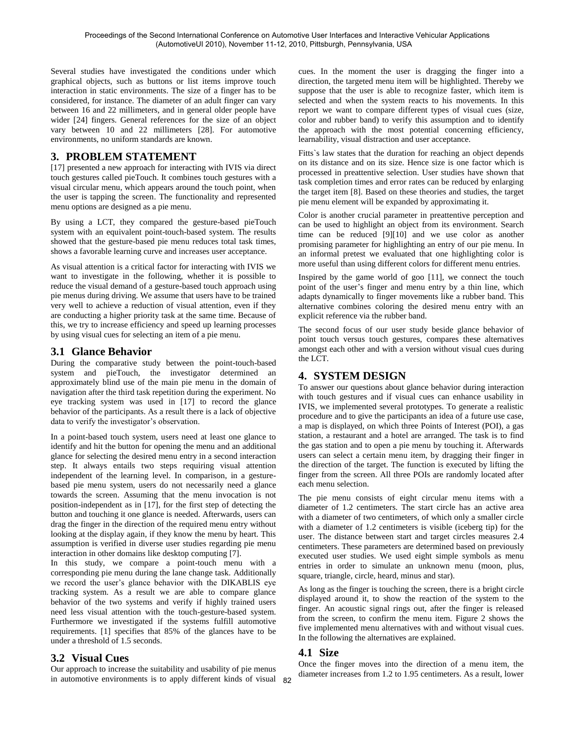Several studies have investigated the conditions under which graphical objects, such as buttons or list items improve touch interaction in static environments. The size of a finger has to be considered, for instance. The diameter of an adult finger can vary between 16 and 22 millimeters, and in general older people have wider [24] fingers. General references for the size of an object vary between 10 and 22 millimeters [28]. For automotive environments, no uniform standards are known.

## 3. PROBLEM STATEMENT

[17] presented a new approach for interacting with IVIS via direct touch gestures called pieTouch. It combines touch gestures with a visual circular menu, which appears around the touch point, when the user is tapping the screen. The functionality and represented menu options are designed as a pie menu.

By using a LCT, they compared the gesture-based pieTouch system with an equivalent point-touch-based system. The results showed that the gesture-based pie menu reduces total task times, shows a favorable learning curve and increases user acceptance.

As visual attention is a critical factor for interacting with IVIS we want to investigate in the following, whether it is possible to reduce the visual demand of a gesture-based touch approach using pie menus during driving. We assume that users have to be trained very well to achieve a reduction of visual attention, even if they are conducting a higher priority task at the same time. Because of this, we try to increase efficiency and speed up learning processes by using visual cues for selecting an item of a pie menu.

### 3.1 Glance Behavior

During the comparative study between the point-touch-based system and pieTouch, the investigator determined an approximately blind use of the main pie menu in the domain of navigation after the third task repetition during the experiment. No eye tracking system was used in [17] to record the glance behavior of the participants. As a result there is a lack of objective data to verify the investigator's observation.

In a point-based touch system, users need at least one glance to identify and hit the button for opening the menu and an additional glance for selecting the desired menu entry in a second interaction step. It always entails two steps requiring visual attention independent of the learning level. In comparison, in a gesture-based pie menu system, users do not necessarily need a glance towards the screen. Assuming that the menu invocation is not position-independent as in [17], for the first step of detecting the button and touching it one glance is needed. Afterwards, users can drag the finger in the direction of the required menu entry without looking at the display again, if they know the menu by heart. This assumption is verified in diverse user studies regarding pie menu interaction in other domains like desktop computing [7].

In this study, we compare a point-touch menu with a corresponding pie menu during the lane change task. Additionally we record the user's glance behavior with the DIKABLIS eye tracking system. As a result we are able to compare glance behavior of the two systems and verify if highly trained users need less visual attention with the touch-gesture-based system. Furthermore we investigated if the systems fulfill automotive requirements. [1] specifies that 85% of the glances have to be under a threshold of 1.5 seconds.

### 3.2 Visual Cues

Our approach to increase the suitability and usability of pie menus in automotive environments is to apply different kinds of visual cues. In the moment the user is dragging the finger into a direction, the targeted menu item will be highlighted. Thereby we suppose that the user is able to recognize faster, which item is selected and when the system reacts to his movements. In this report we want to compare different types of visual cues (size, color and rubber band) to verify this assumption and to identify the approach with the most potential concerning efficiency, learnability, visual distraction and user acceptance.

Fitts`s law states that the duration for reaching an object depends on its distance and on its size. Hence size is one factor which is processed in preattentive selection. User studies have shown that task completion times and error rates can be reduced by enlarging the target item [8]. Based on these theories and studies, the target pie menu element will be expanded by approximating it.

Color is another crucial parameter in preattentive perception and can be used to highlight an object from its environment. Search time can be reduced [9][10] and we use color as another promising parameter for highlighting an entry of our pie menu. In an informal pretest we evaluated that one highlighting color is more useful than using different colors for different menu entries.

Inspired by the game world of goo [11], we connect the touch point of the user's finger and menu entry by a thin line, which adapts dynamically to finger movements like a rubber band. This alternative combines coloring the desired menu entry with an explicit reference via the rubber band.

The second focus of our user study beside glance behavior of point touch versus touch gestures, compares these alternatives amongst each other and with a version without visual cues during the LCT.

## 4. SYSTEM DESIGN

To answer our questions about glance behavior during interaction with touch gestures and if visual cues can enhance usability in IVIS, we implemented several prototypes. To generate a realistic procedure and to give the participants an idea of a future use case, a map is displayed, on which three Points of Interest (POI), a gas station, a restaurant and a hotel are arranged. The task is to find the gas station and to open a pie menu by touching it. Afterwards users can select a certain menu item, by dragging their finger in the direction of the target. The function is executed by lifting the finger from the screen. All three POIs are randomly located after each menu selection.

The pie menu consists of eight circular menu items with a diameter of 1.2 centimeters. The start circle has an active area with a diameter of two centimeters, of which only a smaller circle with a diameter of 1.2 centimeters is visible (iceberg tip) for the user. The distance between start and target circles measures 2.4 centimeters. These parameters are determined based on previously executed user studies. We used eight simple symbols as menu entries in order to simulate an unknown menu (moon, plus, square, triangle, circle, heard, minus and star).

As long as the finger is touching the screen, there is a bright circle displayed around it, to show the reaction of the system to the finger. An acoustic signal rings out, after the finger is released from the screen, to confirm the menu item. Figure 2 shows the five implemented menu alternatives with and without visual cues. In the following the alternatives are explained.

### 4.1 Size

Once the finger moves into the direction of a menu item, the diameter increases from 1.2 to 1.95 centimeters. As a result, lower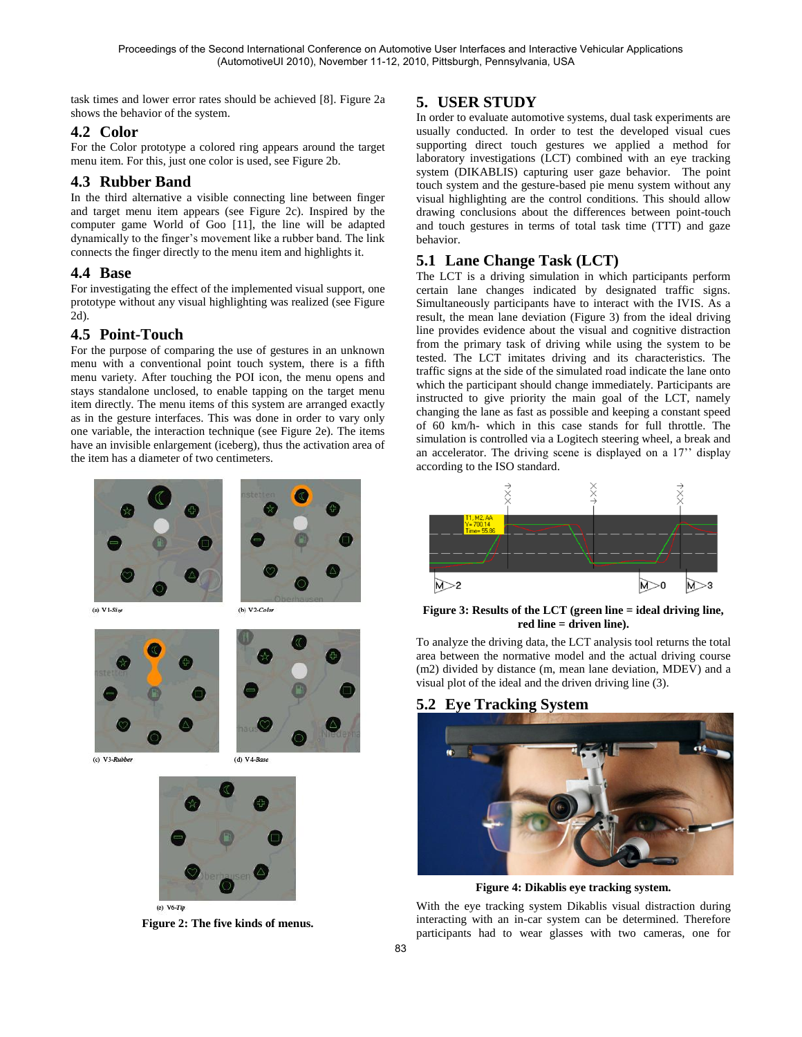task times and lower error rates should be achieved [8]. Figure 2a shows the behavior of the system.

## 4.2 Color

For the Color prototype a colored ring appears around the target menu item. For this, just one color is used, see Figure 2b.

## 4.3 Rubber Band

In the third alternative a visible connecting line between finger and target menu item appears (see Figure 2c). Inspired by the computer game World of Goo [11], the line will be adapted dynamically to the finger's movement like a rubber band. The link connects the finger directly to the menu item and highlights it.

## 4.4 Base

For investigating the effect of the implemented visual support, one prototype without any visual highlighting was realized (see Figure 2d).

## 4.5 Point-Touch

For the purpose of comparing the use of gestures in an unknown menu with a conventional point touch system, there is a fifth menu variety. After touching the POI icon, the menu opens and stays standalone unclosed, to enable tapping on the target menu item directly. The menu items of this system are arranged exactly as in the gesture interfaces. This was done in order to vary only one variable, the interaction technique (see Figure 2e). The items have an invisible enlargement (iceberg), thus the activation area of the item has a diameter of two centimeters.

(a) V1-*Size* (b) V2-*Color* (c) V3-*Rubber* (d) V4-*Base* (e) V6-*Tip*

**Figure 2: The five kinds of menus.**

# 5. USER STUDY

In order to evaluate automotive systems, dual task experiments are usually conducted. In order to test the developed visual cues supporting direct touch gestures we applied a method for laboratory investigations (LCT) combined with an eye tracking system (DIKABLIS) capturing user gaze behavior. The point touch system and the gesture-based pie menu system without any visual highlighting are the control conditions. This should allow drawing conclusions about the differences between point-touch and touch gestures in terms of total task time (TTT) and gaze behavior.

## 5.1 Lane Change Task (LCT)

The LCT is a driving simulation in which participants perform certain lane changes indicated by designated traffic signs. Simultaneously participants have to interact with the IVIS. As a result, the mean lane deviation (Figure 3) from the ideal driving line provides evidence about the visual and cognitive distraction from the primary task of driving while using the system to be tested. The LCT imitates driving and its characteristics. The traffic signs at the side of the simulated road indicate the lane onto which the participant should change immediately. Participants are instructed to give priority the main goal of the LCT, namely changing the lane as fast as possible and keeping a constant speed of 60 km/h- which in this case stands for full throttle. The simulation is controlled via a Logitech steering wheel, a break and an accelerator. The driving scene is displayed on a 17'' display according to the ISO standard.

**Figure 3: Results of the LCT (green line = ideal driving line, red line = driven line).**

To analyze the driving data, the LCT analysis tool returns the total area between the normative model and the actual driving course (m2) divided by distance (m, mean lane deviation, MDEV) and a visual plot of the ideal and the driven driving line (3).

## 5.2 Eye Tracking System

**Figure 4: Dikablis eye tracking system.**

With the eye tracking system Dikablis visual distraction during interacting with an in-car system can be determined. Therefore participants had to wear glasses with two cameras, one for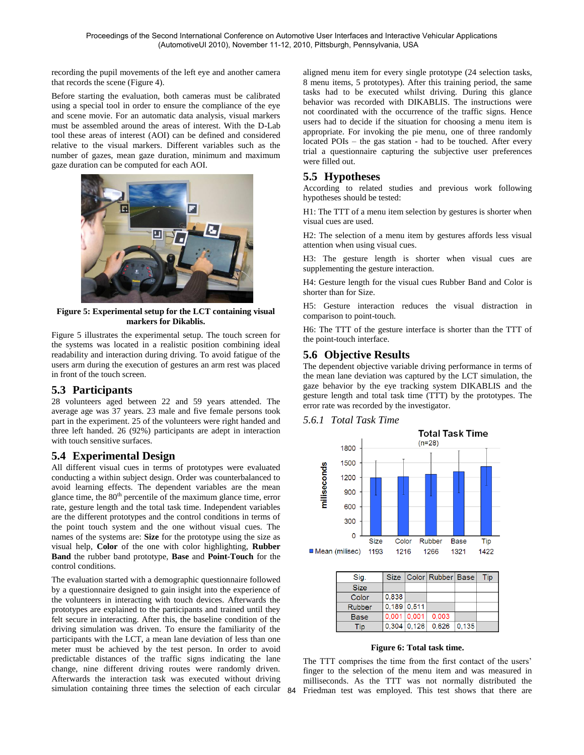recording the pupil movements of the left eye and another camera that records the scene (Figure 4).

Before starting the evaluation, both cameras must be calibrated using a special tool in order to ensure the compliance of the eye and scene movie. For an automatic data analysis, visual markers must be assembled around the areas of interest. With the D-Lab tool these areas of interest (AOI) can be defined and considered relative to the visual markers. Different variables such as the number of gazes, mean gaze duration, minimum and maximum gaze duration can be computed for each AOI.

**Figure 5: Experimental setup for the LCT containing visual markers for Dikablis.**

Figure 5 illustrates the experimental setup. The touch screen for the systems was located in a realistic position combining ideal readability and interaction during driving. To avoid fatigue of the users arm during the execution of gestures an arm rest was placed in front of the touch screen.

## 5.3 Participants

28 volunteers aged between 22 and 59 years attended. The average age was 37 years. 23 male and five female persons took part in the experiment. 25 of the volunteers were right handed and three left handed. 26 (92%) participants are adept in interaction with touch sensitive surfaces.

## 5.4 Experimental Design

All different visual cues in terms of prototypes were evaluated conducting a within subject design. Order was counterbalanced to avoid learning effects. The dependent variables are the mean glance time, the 80th percentile of the maximum glance time, error rate, gesture length and the total task time. Independent variables are the different prototypes and the control conditions in terms of the point touch system and the one without visual cues. The names of the systems are: **Size** for the prototype using the size as visual help, **Color** of the one with color highlighting, **Rubber Band** the rubber band prototype, **Base** and **Point-Touch** for the control conditions.

The evaluation started with a demographic questionnaire followed by a questionnaire designed to gain insight into the experience of the volunteers in interacting with touch devices. Afterwards the prototypes are explained to the participants and trained until they felt secure in interacting. After this, the baseline condition of the driving simulation was driven. To ensure the familiarity of the participants with the LCT, a mean lane deviation of less than one meter must be achieved by the test person. In order to avoid predictable distances of the traffic signs indicating the lane change, nine different driving routes were randomly driven. Afterwards the interaction task was executed without driving simulation containing three times the selection of each circular aligned menu item for every single prototype (24 selection tasks, 8 menu items, 5 prototypes). After this training period, the same tasks had to be executed whilst driving. During this glance behavior was recorded with DIKABLIS. The instructions were not coordinated with the occurrence of the traffic signs. Hence users had to decide if the situation for choosing a menu item is appropriate. For invoking the pie menu, one of three randomly located POIs – the gas station – had to be touched. After every trial a questionnaire capturing the subjective user preferences were filled out.

## 5.5 Hypotheses

According to related studies and previous work following hypotheses should be tested:

H1: The TTT of a menu item selection by gestures is shorter when visual cues are used.

H2: The selection of a menu item by gestures affords less visual attention when using visual cues.

H3: The gesture length is shorter when visual cues are supplementing the gesture interaction.

H4: Gesture length for the visual cues Rubber Band and Color is shorter than for Size.

H5: Gesture interaction reduces the visual distraction in comparison to point-touch.

H6: The TTT of the gesture interface is shorter than the TTT of the point-touch interface.

## 5.6 Objective Results

The dependent objective variable driving performance in terms of the mean lane deviation was captured by the LCT simulation, the gaze behavior by the eye tracking system DIKABLIS and the gesture length and total task time (TTT) by the prototypes. The error rate was recorded by the investigator.

### *5.6.1 Total Task Time*

Total Task Time
(n=28)
milisecconds
1800
1500
1200
900
600
300
0
Size Color Rubber Base Tip
Mean (millisec) 1193 1216 1266 1321 1422

| Sig. | Size | Color | Rubber | Base | Tip |
|---|---|---|---|---|---|
| Size | | | | | |
| Color | 0,838 | | | | |
| Rubber | 0,189 | 0,511 | | | |
| Base | 0,001 | 0,001 | 0,003 | | |
| Tip | 0,304 | 0,126 | 0,626 | 0,135 | |

**Figure 6: Total task time.**

The TTT comprises the time from the first contact of the users' finger to the selection of the menu item and was measured in milliseconds. As the TTT was not normally distributed the Friedman test was employed. This test shows that there are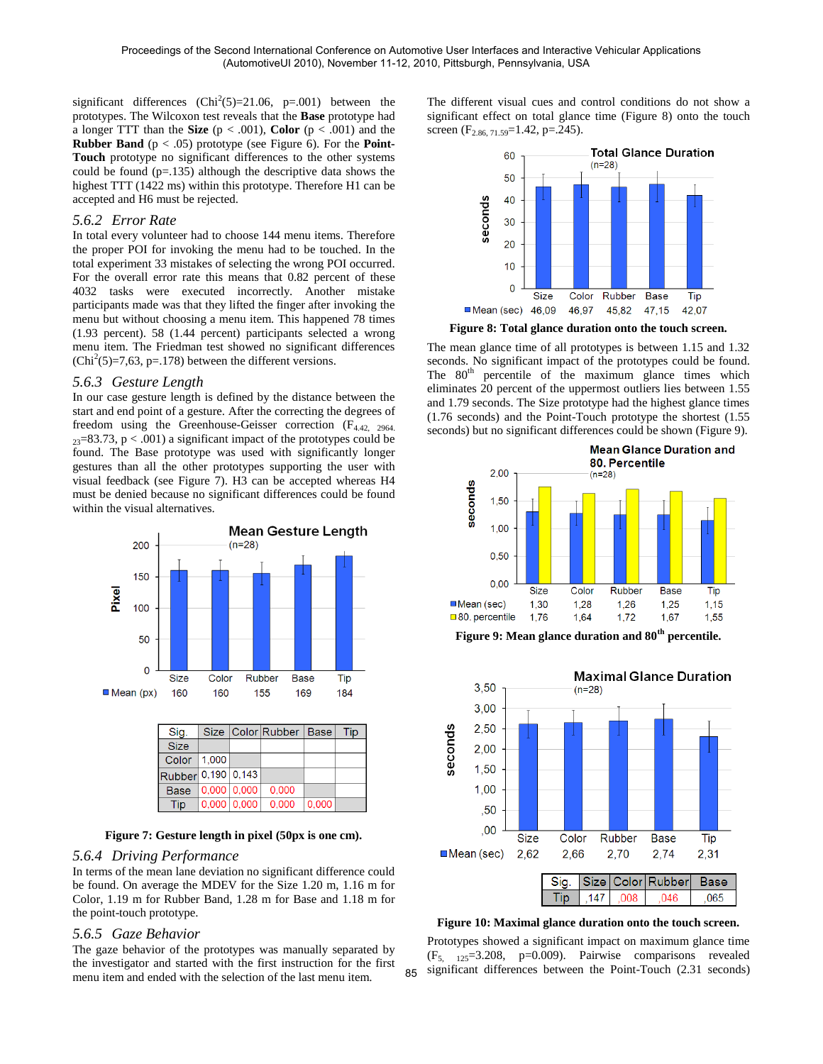significant differences ($Chi^2(5)=21.06$, p=.001) between the prototypes. The Wilcoxon test reveals that the **Base** prototype had a longer TTT than the **Size** (p < .001), **Color** (p < .001) and the **Rubber Band** (p < .05) prototype (see Figure 6). For the **Point-Touch** prototype no significant differences to the other systems could be found (p=.135) although the descriptive data shows the highest TTT (1422 ms) within this prototype. Therefore H1 can be accepted and H6 must be rejected.

### 5.6.2 Error Rate

In total every volunteer had to choose 144 menu items. Therefore the proper POI for invoking the menu had to be touched. In the total experiment 33 mistakes of selecting the wrong POI occurred. For the overall error rate this means that 0.82 percent of these 4032 tasks were executed incorrectly. Another mistake participants made was that they lifted the finger after invoking the menu but without choosing a menu item. This happened 78 times (1.93 percent). 58 (1.44 percent) participants selected a wrong menu item. The Friedman test showed no significant differences ($Chi^2(5)=7{,}63$, p=.178) between the different versions.

### 5.6.3 Gesture Length

In our case gesture length is defined by the distance between the start and end point of a gesture. After the correcting the degrees of freedom using the Greenhouse-Geisser correction ($F_{4.42,\ 2964.23}=83.73$, p < .001) a significant impact of the prototypes could be found. The Base prototype was used with significantly longer gestures than all the other prototypes supporting the user with visual feedback (see Figure 7). H3 can be accepted whereas H4 must be denied because no significant differences could be found within the visual alternatives.

Mean Gesture Length (n=28)

| | Size | Color | Rubber | Base | Tip |
|---|---|---|---|---|---|
| Mean (px) | 160 | 160 | 155 | 169 | 184 |

| Sig. | Size | Color | Rubber | Base | Tip |
|---|---|---|---|---|---|
| Size | | | | | |
| Color | 1,000 | | | | |
| Rubber | 0,190 | 0,143 | | | |
| Base | 0,000 | 0,000 | 0,000 | | |
| Tip | 0,000 | 0,000 | 0,000 | 0,000 | |

**Figure 7: Gesture length in pixel (50px is one cm).**

### 5.6.4 Driving Performance

In terms of the mean lane deviation no significant difference could be found. On average the MDEV for the Size 1.20 m, 1.16 m for Color, 1.19 m for Rubber Band, 1.28 m for Base and 1.18 m for the point-touch prototype.

### 5.6.5 Gaze Behavior

The gaze behavior of the prototypes was manually separated by the investigator and started with the first instruction for the first menu item and ended with the selection of the last menu item.

The different visual cues and control conditions do not show a significant effect on total glance time (Figure 8) onto the touch screen ($F_{2.86,\ 71.59}=1.42$, p=.245).

Total Glance Duration (n=28)

| | Size | Color | Rubber | Base | Tip |
|---|---|---|---|---|---|
| Mean (sec) | 46,09 | 46,97 | 45,82 | 47,15 | 42,07 |

**Figure 8: Total glance duration onto the touch screen.**

The mean glance time of all prototypes is between 1.15 and 1.32 seconds. No significant impact of the prototypes could be found. The 80[th] percentile of the maximum glance times which eliminates 20 percent of the uppermost outliers lies between 1.55 and 1.79 seconds. The Size prototype had the highest glance times (1.76 seconds) and the Point-Touch prototype the shortest (1.55 seconds) but no significant differences could be shown (Figure 9).

Mean Glance Duration and 80. Percentile (n=28)

| | Size | Color | Rubber | Base | Tip |
|---|---|---|---|---|---|
| Mean (sec) | 1,30 | 1,28 | 1,26 | 1,25 | 1,15 |
| 80. percentile | 1,76 | 1,64 | 1,72 | 1,67 | 1,55 |

**Figure 9: Mean glance duration and 80[th] percentile.**

Maximal Glance Duration (n=28)

| | Size | Color | Rubber | Base | Tip |
|---|---|---|---|---|---|
| Mean (sec) | 2,62 | 2,66 | 2,70 | 2,74 | 2,31 |

| Sig. | Size | Color | Rubber | Base |
|---|---|---|---|---|
| Tip | ,147 | ,008 | ,046 | ,065 |

**Figure 10: Maximal glance duration onto the touch screen.**

Prototypes showed a significant impact on maximum glance time ($F_{5,\ 125}=3.208$, p=0.009). Pairwise comparisons revealed significant differences between the Point-Touch (2.31 seconds)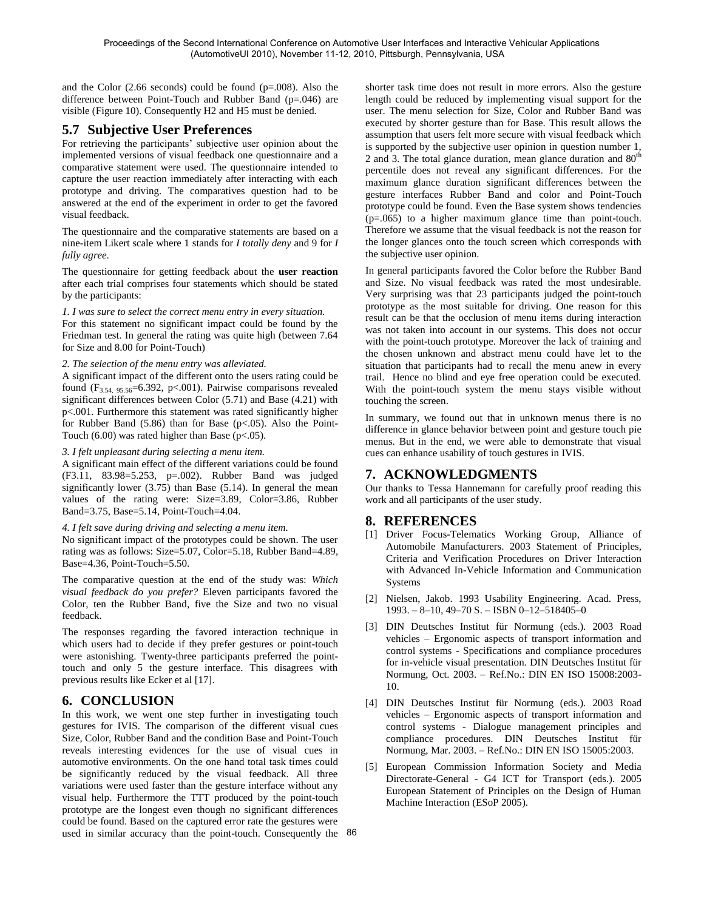and the Color (2.66 seconds) could be found (p=.008). Also the difference between Point-Touch and Rubber Band (p=.046) are visible (Figure 10). Consequently H2 and H5 must be denied.

## 5.7 Subjective User Preferences

For retrieving the participants' subjective user opinion about the implemented versions of visual feedback one questionnaire and a comparative statement were used. The questionnaire intended to capture the user reaction immediately after interacting with each prototype and driving. The comparatives question had to be answered at the end of the experiment in order to get the favored visual feedback.

The questionnaire and the comparative statements are based on a nine-item Likert scale where 1 stands for *I totally deny* and 9 for *I fully agree*.

The questionnaire for getting feedback about the **user reaction** after each trial comprises four statements which should be stated by the participants:

*1. I was sure to select the correct menu entry in every situation.*

For this statement no significant impact could be found by the Friedman test. In general the rating was quite high (between 7.64 for Size and 8.00 for Point-Touch)

*2. The selection of the menu entry was alleviated.*

A significant impact of the different onto the users rating could be found ($F_{3.54,\ 95.56}$=6.392, p<.001). Pairwise comparisons revealed significant differences between Color (5.71) and Base (4.21) with p<.001. Furthermore this statement was rated significantly higher for Rubber Band (5.86) than for Base (p<.05). Also the Point-Touch (6.00) was rated higher than Base (p<.05).

*3. I felt unpleasant during selecting a menu item.*

A significant main effect of the different variations could be found (F3.11, 83.98=5.253, p=.002). Rubber Band was judged significantly lower (3.75) than Base (5.14). In general the mean values of the rating were: Size=3.89, Color=3.86, Rubber Band=3.75, Base=5.14, Point-Touch=4.04.

*4. I felt save during driving and selecting a menu item.*

No significant impact of the prototypes could be shown. The user rating was as follows: Size=5.07, Color=5.18, Rubber Band=4.89, Base=4.36, Point-Touch=5.50.

The comparative question at the end of the study was: *Which visual feedback do you prefer?* Eleven participants favored the Color, ten the Rubber Band, five the Size and two no visual feedback.

The responses regarding the favored interaction technique in which users had to decide if they prefer gestures or point-touch were astonishing. Twenty-three participants preferred the point-touch and only 5 the gesture interface. This disagrees with previous results like Ecker et al [17].

# 6. CONCLUSION

In this work, we went one step further in investigating touch gestures for IVIS. The comparison of the different visual cues Size, Color, Rubber Band and the condition Base and Point-Touch reveals interesting evidences for the use of visual cues in automotive environments. On the one hand total task times could be significantly reduced by the visual feedback. All three variations were used faster than the gesture interface without any visual help. Furthermore the TTT produced by the point-touch prototype are the longest even though no significant differences could be found. Based on the captured error rate the gestures were used in similar accuracy than the point-touch. Consequently the shorter task time does not result in more errors. Also the gesture length could be reduced by implementing visual support for the user. The menu selection for Size, Color and Rubber Band was executed by shorter gesture than for Base. This result allows the assumption that users felt more secure with visual feedback which is supported by the subjective user opinion in question number 1, 2 and 3. The total glance duration, mean glance duration and 80$^{th}$ percentile does not reveal any significant differences. For the maximum glance duration significant differences between the gesture interfaces Rubber Band and color and Point-Touch prototype could be found. Even the Base system shows tendencies (p=.065) to a higher maximum glance time than point-touch. Therefore we assume that the visual feedback is not the reason for the longer glances onto the touch screen which corresponds with the subjective user opinion.

In general participants favored the Color before the Rubber Band and Size. No visual feedback was rated the most undesirable. Very surprising was that 23 participants judged the point-touch prototype as the most suitable for driving. One reason for this result can be that the occlusion of menu items during interaction was not taken into account in our systems. This does not occur with the point-touch prototype. Moreover the lack of training and the chosen unknown and abstract menu could have let to the situation that participants had to recall the menu anew in every trail. Hence no blind and eye free operation could be executed. With the point-touch system the menu stays visible without touching the screen.

In summary, we found out that in unknown menus there is no difference in glance behavior between point and gesture touch pie menus. But in the end, we were able to demonstrate that visual cues can enhance usability of touch gestures in IVIS.

# 7. ACKNOWLEDGMENTS

Our thanks to Tessa Hannemann for carefully proof reading this work and all participants of the user study.

# 8. REFERENCES

[1] Driver Focus-Telematics Working Group, Alliance of Automobile Manufacturers. 2003 Statement of Principles, Criteria and Verification Procedures on Driver Interaction with Advanced In-Vehicle Information and Communication Systems

[2] Nielsen, Jakob. 1993 Usability Engineering. Acad. Press, 1993. – 8–10, 49–70 S. – ISBN 0–12–518405–0

[3] DIN Deutsches Institut für Normung (eds.). 2003 Road vehicles – Ergonomic aspects of transport information and control systems - Specifications and compliance procedures for in-vehicle visual presentation. DIN Deutsches Institut für Normung, Oct. 2003. – Ref.No.: DIN EN ISO 15008:2003-10.

[4] DIN Deutsches Institut für Normung (eds.). 2003 Road vehicles – Ergonomic aspects of transport information and control systems - Dialogue management principles and compliance procedures. DIN Deutsches Institut für Normung, Mar. 2003. – Ref.No.: DIN EN ISO 15005:2003.

[5] European Commission Information Society and Media Directorate-General - G4 ICT for Transport (eds.). 2005 European Statement of Principles on the Design of Human Machine Interaction (ESoP 2005).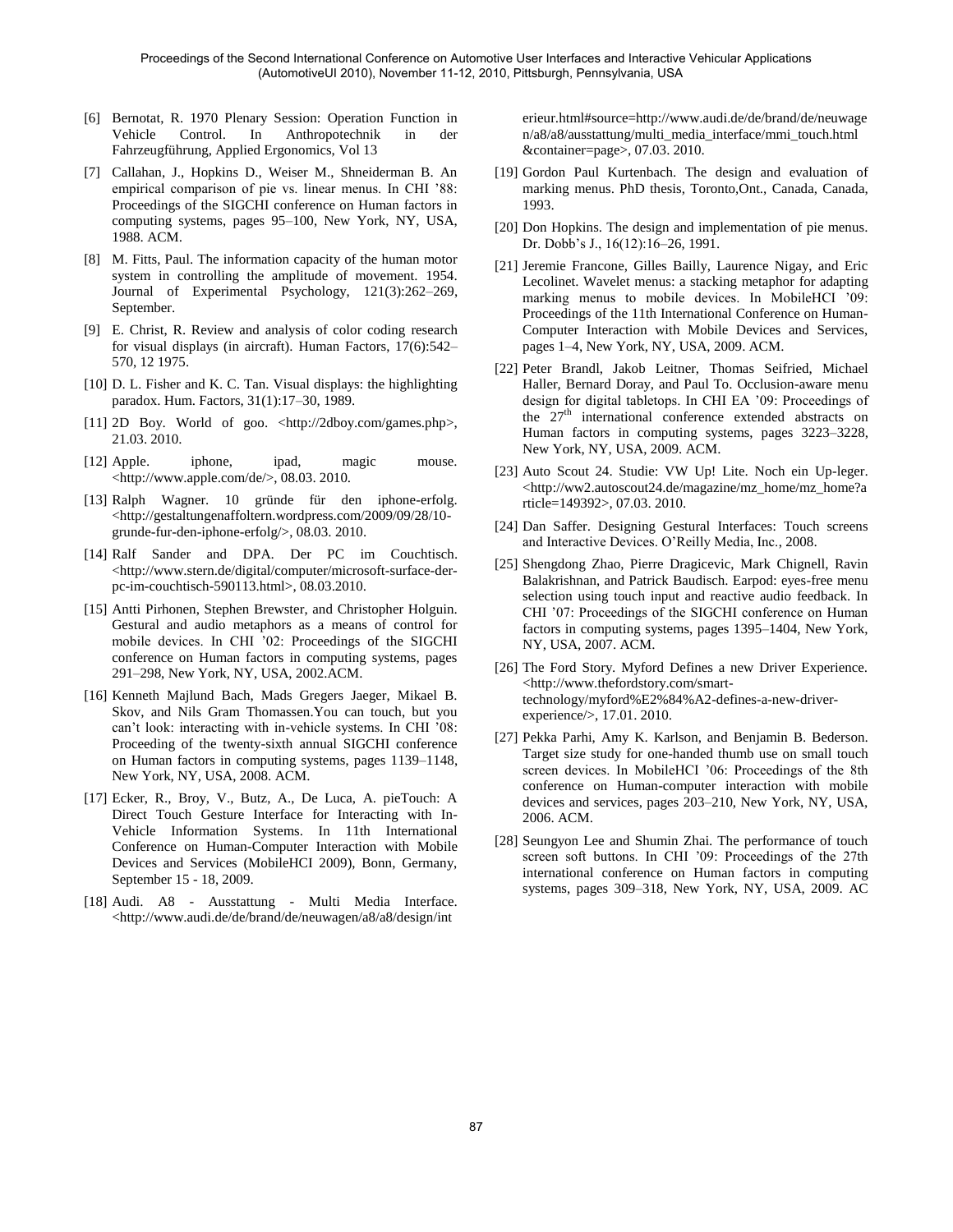[6] Bernotat, R. 1970 Plenary Session: Operation Function in Vehicle Control. In Anthropotechnik in der Fahrzeugführung, Applied Ergonomics, Vol 13

[7] Callahan, J., Hopkins D., Weiser M., Shneiderman B. An empirical comparison of pie vs. linear menus. In CHI '88: Proceedings of the SIGCHI conference on Human factors in computing systems, pages 95–100, New York, NY, USA, 1988. ACM.

[8] M. Fitts, Paul. The information capacity of the human motor system in controlling the amplitude of movement. 1954. Journal of Experimental Psychology, 121(3):262–269, September.

[9] E. Christ, R. Review and analysis of color coding research for visual displays (in aircraft). Human Factors, 17(6):542–570, 12 1975.

[10] D. L. Fisher and K. C. Tan. Visual displays: the highlighting paradox. Hum. Factors, 31(1):17–30, 1989.

[11] 2D Boy. World of goo. <http://2dboy.com/games.php>, 21.03. 2010.

[12] Apple. iphone, ipad, magic mouse. <http://www.apple.com/de/>, 08.03. 2010.

[13] Ralph Wagner. 10 gründe für den iphone-erfolg. <http://gestaltungenaffoltern.wordpress.com/2009/09/28/10-grunde-fur-den-iphone-erfolg/>, 08.03. 2010.

[14] Ralf Sander and DPA. Der PC im Couchtisch. <http://www.stern.de/digital/computer/microsoft-surface-der-pc-im-couchtisch-590113.html>, 08.03.2010.

[15] Antti Pirhonen, Stephen Brewster, and Christopher Holguin. Gestural and audio metaphors as a means of control for mobile devices. In CHI '02: Proceedings of the SIGCHI conference on Human factors in computing systems, pages 291–298, New York, NY, USA, 2002.ACM.

[16] Kenneth Majlund Bach, Mads Gregers Jaeger, Mikael B. Skov, and Nils Gram Thomassen.You can touch, but you can't look: interacting with in-vehicle systems. In CHI '08: Proceeding of the twenty-sixth annual SIGCHI conference on Human factors in computing systems, pages 1139–1148, New York, NY, USA, 2008. ACM.

[17] Ecker, R., Broy, V., Butz, A., De Luca, A. pieTouch: A Direct Touch Gesture Interface for Interacting with In-Vehicle Information Systems. In 11th International Conference on Human-Computer Interaction with Mobile Devices and Services (MobileHCI 2009), Bonn, Germany, September 15 - 18, 2009.

[18] Audi. A8 - Ausstattung - Multi Media Interface. <http://www.audi.de/de/brand/de/neuwagen/a8/a8/design/interieur.html#source=http://www.audi.de/de/brand/de/neuwagen/a8/a8/ausstattung/multi_media_interface/mmi_touch.html&container=page>, 07.03. 2010.

[19] Gordon Paul Kurtenbach. The design and evaluation of marking menus. PhD thesis, Toronto,Ont., Canada, Canada, 1993.

[20] Don Hopkins. The design and implementation of pie menus. Dr. Dobb's J., 16(12):16–26, 1991.

[21] Jeremie Francone, Gilles Bailly, Laurence Nigay, and Eric Lecolinet. Wavelet menus: a stacking metaphor for adapting marking menus to mobile devices. In MobileHCI '09: Proceedings of the 11th International Conference on Human-Computer Interaction with Mobile Devices and Services, pages 1–4, New York, NY, USA, 2009. ACM.

[22] Peter Brandl, Jakob Leitner, Thomas Seifried, Michael Haller, Bernard Doray, and Paul To. Occlusion-aware menu design for digital tabletops. In CHI EA '09: Proceedings of the 27th international conference extended abstracts on Human factors in computing systems, pages 3223–3228, New York, NY, USA, 2009. ACM.

[23] Auto Scout 24. Studie: VW Up! Lite. Noch ein Up-leger. <http://ww2.autoscout24.de/magazine/mz_home/mz_home?article=149392>, 07.03. 2010.

[24] Dan Saffer. Designing Gestural Interfaces: Touch screens and Interactive Devices. O'Reilly Media, Inc., 2008.

[25] Shengdong Zhao, Pierre Dragicevic, Mark Chignell, Ravin Balakrishnan, and Patrick Baudisch. Earpod: eyes-free menu selection using touch input and reactive audio feedback. In CHI '07: Proceedings of the SIGCHI conference on Human factors in computing systems, pages 1395–1404, New York, NY, USA, 2007. ACM.

[26] The Ford Story. Myford Defines a new Driver Experience. <http://www.thefordstory.com/smart-technology/myford%E2%84%A2-defines-a-new-driver-experience/>, 17.01. 2010.

[27] Pekka Parhi, Amy K. Karlson, and Benjamin B. Bederson. Target size study for one-handed thumb use on small touch screen devices. In MobileHCI '06: Proceedings of the 8th conference on Human-computer interaction with mobile devices and services, pages 203–210, New York, NY, USA, 2006. ACM.

[28] Seungyon Lee and Shumin Zhai. The performance of touch screen soft buttons. In CHI '09: Proceedings of the 27th international conference on Human factors in computing systems, pages 309–318, New York, NY, USA, 2009. AC